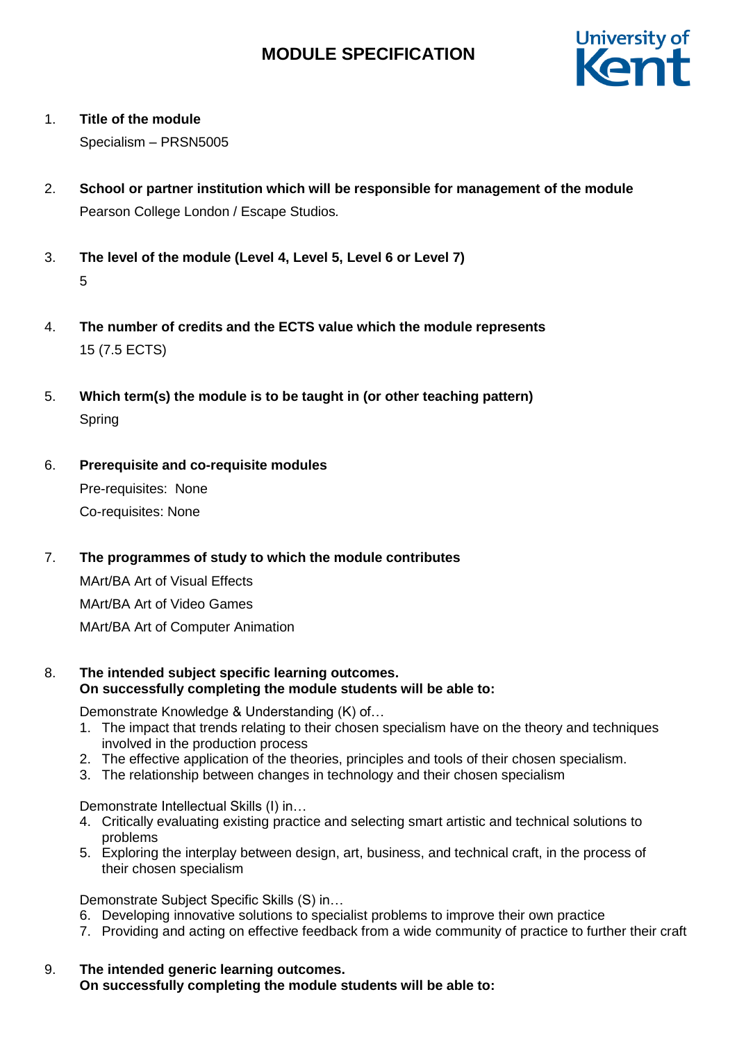# MODULE SPECIFICATION

1. **Title of the module**

   Specialism – PRSN5005

2. **School or partner institution which will be responsible for management of the module**

   Pearson College London / Escape Studios.

3. **The level of the module (Level 4, Level 5, Level 6 or Level 7)**

   5

4. **The number of credits and the ECTS value which the module represents**

   15 (7.5 ECTS)

5. **Which term(s) the module is to be taught in (or other teaching pattern)**

   Spring

6. **Prerequisite and co-requisite modules**

   Pre-requisites: None

   Co-requisites: None

7. **The programmes of study to which the module contributes**

   MArt/BA Art of Visual Effects

   MArt/BA Art of Video Games

   MArt/BA Art of Computer Animation

8. **The intended subject specific learning outcomes.**
   **On successfully completing the module students will be able to:**

   Demonstrate Knowledge & Understanding (K) of…

   1. The impact that trends relating to their chosen specialism have on the theory and techniques involved in the production process
   2. The effective application of the theories, principles and tools of their chosen specialism.
   3. The relationship between changes in technology and their chosen specialism

   Demonstrate Intellectual Skills (I) in…

   4. Critically evaluating existing practice and selecting smart artistic and technical solutions to problems
   5. Exploring the interplay between design, art, business, and technical craft, in the process of their chosen specialism

   Demonstrate Subject Specific Skills (S) in…

   6. Developing innovative solutions to specialist problems to improve their own practice
   7. Providing and acting on effective feedback from a wide community of practice to further their craft

9. **The intended generic learning outcomes.**
   **On successfully completing the module students will be able to:**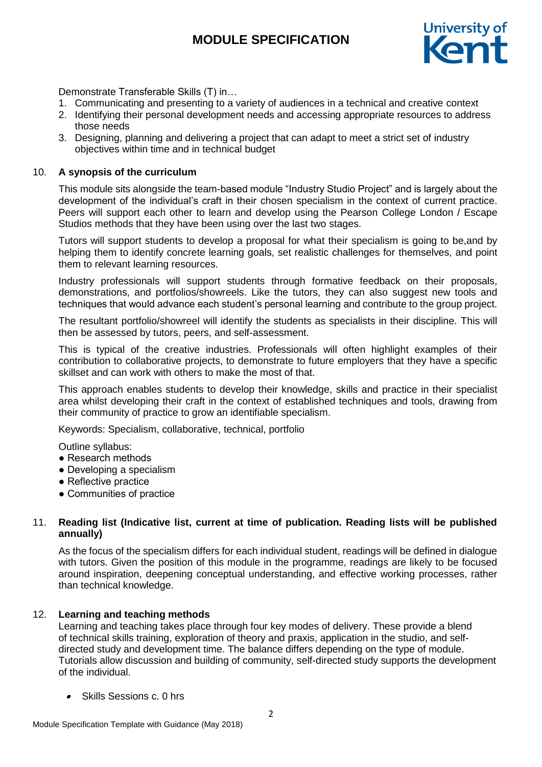Demonstrate Transferable Skills (T) in…

1. Communicating and presenting to a variety of audiences in a technical and creative context
2. Identifying their personal development needs and accessing appropriate resources to address those needs
3. Designing, planning and delivering a project that can adapt to meet a strict set of industry objectives within time and in technical budget

10. **A synopsis of the curriculum**

This module sits alongside the team-based module "Industry Studio Project" and is largely about the development of the individual's craft in their chosen specialism in the context of current practice. Peers will support each other to learn and develop using the Pearson College London / Escape Studios methods that they have been using over the last two stages.

Tutors will support students to develop a proposal for what their specialism is going to be,and by helping them to identify concrete learning goals, set realistic challenges for themselves, and point them to relevant learning resources.

Industry professionals will support students through formative feedback on their proposals, demonstrations, and portfolios/showreels. Like the tutors, they can also suggest new tools and techniques that would advance each student's personal learning and contribute to the group project.

The resultant portfolio/showreel will identify the students as specialists in their discipline. This will then be assessed by tutors, peers, and self-assessment.

This is typical of the creative industries. Professionals will often highlight examples of their contribution to collaborative projects, to demonstrate to future employers that they have a specific skillset and can work with others to make the most of that.

This approach enables students to develop their knowledge, skills and practice in their specialist area whilst developing their craft in the context of established techniques and tools, drawing from their community of practice to grow an identifiable specialism.

Keywords: Specialism, collaborative, technical, portfolio

Outline syllabus:

- Research methods
- Developing a specialism
- Reflective practice
- Communities of practice

11. **Reading list (Indicative list, current at time of publication. Reading lists will be published annually)**

As the focus of the specialism differs for each individual student, readings will be defined in dialogue with tutors. Given the position of this module in the programme, readings are likely to be focused around inspiration, deepening conceptual understanding, and effective working processes, rather than technical knowledge.

12. **Learning and teaching methods**

Learning and teaching takes place through four key modes of delivery. These provide a blend of technical skills training, exploration of theory and praxis, application in the studio, and self-directed study and development time. The balance differs depending on the type of module. Tutorials allow discussion and building of community, self-directed study supports the development of the individual.

- Skills Sessions c. 0 hrs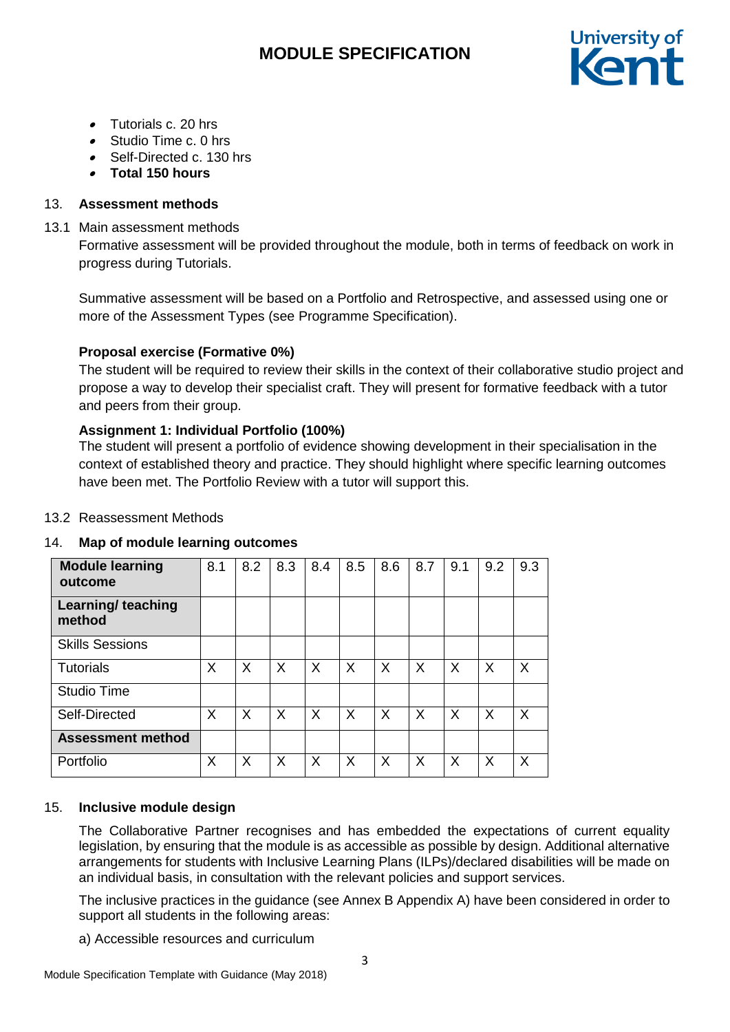- Tutorials c. 20 hrs
- Studio Time c. 0 hrs
- Self-Directed c. 130 hrs
- **Total 150 hours**

13. **Assessment methods**

13.1 Main assessment methods

Formative assessment will be provided throughout the module, both in terms of feedback on work in progress during Tutorials.

Summative assessment will be based on a Portfolio and Retrospective, and assessed using one or more of the Assessment Types (see Programme Specification).

**Proposal exercise (Formative 0%)**

The student will be required to review their skills in the context of their collaborative studio project and propose a way to develop their specialist craft. They will present for formative feedback with a tutor and peers from their group.

**Assignment 1: Individual Portfolio (100%)**

The student will present a portfolio of evidence showing development in their specialisation in the context of established theory and practice. They should highlight where specific learning outcomes have been met. The Portfolio Review with a tutor will support this.

13.2 Reassessment Methods

14. **Map of module learning outcomes**

| **Module learning outcome** | 8.1 | 8.2 | 8.3 | 8.4 | 8.5 | 8.6 | 8.7 | 9.1 | 9.2 | 9.3 |
|---|---|---|---|---|---|---|---|---|---|---|
| **Learning/ teaching method** | | | | | | | | | | |
| Skills Sessions | | | | | | | | | | |
| Tutorials | X | X | X | X | X | X | X | X | X | X |
| Studio Time | | | | | | | | | | |
| Self-Directed | X | X | X | X | X | X | X | X | X | X |
| **Assessment method** | | | | | | | | | | |
| Portfolio | X | X | X | X | X | X | X | X | X | X |

15. **Inclusive module design**

The Collaborative Partner recognises and has embedded the expectations of current equality legislation, by ensuring that the module is as accessible as possible by design. Additional alternative arrangements for students with Inclusive Learning Plans (ILPs)/declared disabilities will be made on an individual basis, in consultation with the relevant policies and support services.

The inclusive practices in the guidance (see Annex B Appendix A) have been considered in order to support all students in the following areas:

a) Accessible resources and curriculum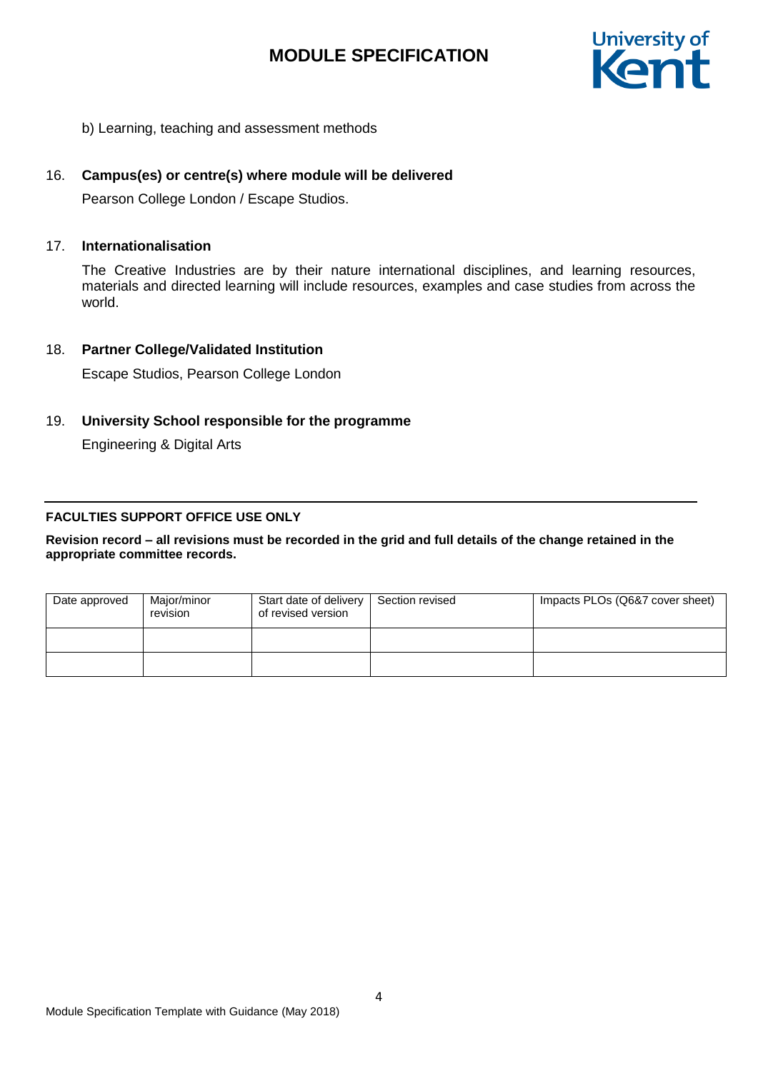b) Learning, teaching and assessment methods

16. **Campus(es) or centre(s) where module will be delivered**

Pearson College London / Escape Studios.

17. **Internationalisation**

The Creative Industries are by their nature international disciplines, and learning resources, materials and directed learning will include resources, examples and case studies from across the world.

18. **Partner College/Validated Institution**

Escape Studios, Pearson College London

19. **University School responsible for the programme**

Engineering & Digital Arts

---

**FACULTIES SUPPORT OFFICE USE ONLY**

**Revision record – all revisions must be recorded in the grid and full details of the change retained in the appropriate committee records.**

| Date approved | Major/minor revision | Start date of delivery of revised version | Section revised | Impacts PLOs (Q6&7 cover sheet) |
|---|---|---|---|---|
| | | | | |
| | | | | |